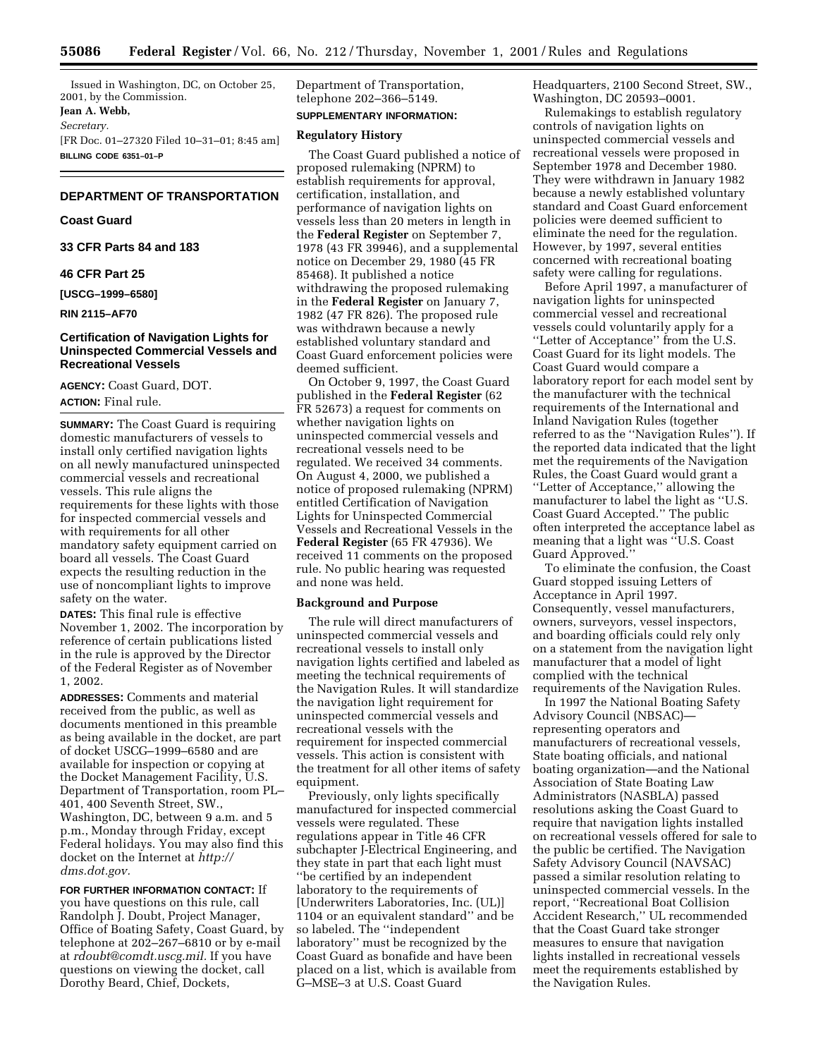Issued in Washington, DC, on October 25, 2001, by the Commission.

**Jean A. Webb,**

*Secretary.*

[FR Doc. 01–27320 Filed 10–31–01; 8:45 am]

**BILLING CODE 6351–01–P**

## DEPARTMENT OF TRANSPORTATION

### Coast Guard

### 33 CFR Parts 84 and 183

### 46 CFR Part 25

**[USCG–1999–6580]**

**RIN 2115–AF70**

## Certification of Navigation Lights for Uninspected Commercial Vessels and Recreational Vessels

**AGENCY:** Coast Guard, DOT.

**ACTION:** Final rule.

**SUMMARY:** The Coast Guard is requiring domestic manufacturers of vessels to install only certified navigation lights on all newly manufactured uninspected commercial vessels and recreational vessels. This rule aligns the requirements for these lights with those for inspected commercial vessels and with requirements for all other mandatory safety equipment carried on board all vessels. The Coast Guard expects the resulting reduction in the use of noncompliant lights to improve safety on the water.

**DATES:** This final rule is effective November 1, 2002. The incorporation by reference of certain publications listed in the rule is approved by the Director of the Federal Register as of November 1, 2002.

**ADDRESSES:** Comments and material received from the public, as well as documents mentioned in this preamble as being available in the docket, are part of docket USCG–1999–6580 and are available for inspection or copying at the Docket Management Facility, U.S. Department of Transportation, room PL–401, 400 Seventh Street, SW., Washington, DC, between 9 a.m. and 5 p.m., Monday through Friday, except Federal holidays. You may also find this docket on the Internet at *http://dms.dot.gov.*

**FOR FURTHER INFORMATION CONTACT:** If you have questions on this rule, call Randolph J. Doubt, Project Manager, Office of Boating Safety, Coast Guard, by telephone at 202–267–6810 or by e-mail at *rdoubt@comdt.uscg.mil.* If you have questions on viewing the docket, call Dorothy Beard, Chief, Dockets, Department of Transportation, telephone 202–366–5149.

**SUPPLEMENTARY INFORMATION:**

### Regulatory History

The Coast Guard published a notice of proposed rulemaking (NPRM) to establish requirements for approval, certification, installation, and performance of navigation lights on vessels less than 20 meters in length in the **Federal Register** on September 7, 1978 (43 FR 39946), and a supplemental notice on December 29, 1980 (45 FR 85468). It published a notice withdrawing the proposed rulemaking in the **Federal Register** on January 7, 1982 (47 FR 826). The proposed rule was withdrawn because a newly established voluntary standard and Coast Guard enforcement policies were deemed sufficient.

On October 9, 1997, the Coast Guard published in the **Federal Register** (62 FR 52673) a request for comments on whether navigation lights on uninspected commercial vessels and recreational vessels need to be regulated. We received 34 comments. On August 4, 2000, we published a notice of proposed rulemaking (NPRM) entitled Certification of Navigation Lights for Uninspected Commercial Vessels and Recreational Vessels in the **Federal Register** (65 FR 47936). We received 11 comments on the proposed rule. No public hearing was requested and none was held.

### Background and Purpose

The rule will direct manufacturers of uninspected commercial vessels and recreational vessels to install only navigation lights certified and labeled as meeting the technical requirements of the Navigation Rules. It will standardize the navigation light requirement for uninspected commercial vessels and recreational vessels with the requirement for inspected commercial vessels. This action is consistent with the treatment for all other items of safety equipment.

Previously, only lights specifically manufactured for inspected commercial vessels were regulated. These regulations appear in Title 46 CFR subchapter J-Electrical Engineering, and they state in part that each light must "be certified by an independent laboratory to the requirements of [Underwriters Laboratories, Inc. (UL)] 1104 or an equivalent standard" and be so labeled. The "independent laboratory" must be recognized by the Coast Guard as bonafide and have been placed on a list, which is available from G–MSE–3 at U.S. Coast Guard Headquarters, 2100 Second Street, SW., Washington, DC 20593–0001.

Rulemakings to establish regulatory controls of navigation lights on uninspected commercial vessels and recreational vessels were proposed in September 1978 and December 1980. They were withdrawn in January 1982 because a newly established voluntary standard and Coast Guard enforcement policies were deemed sufficient to eliminate the need for the regulation. However, by 1997, several entities concerned with recreational boating safety were calling for regulations.

Before April 1997, a manufacturer of navigation lights for uninspected commercial vessel and recreational vessels could voluntarily apply for a "Letter of Acceptance" from the U.S. Coast Guard for its light models. The Coast Guard would compare a laboratory report for each model sent by the manufacturer with the technical requirements of the International and Inland Navigation Rules (together referred to as the "Navigation Rules"). If the reported data indicated that the light met the requirements of the Navigation Rules, the Coast Guard would grant a "Letter of Acceptance," allowing the manufacturer to label the light as "U.S. Coast Guard Accepted." The public often interpreted the acceptance label as meaning that a light was "U.S. Coast Guard Approved."

To eliminate the confusion, the Coast Guard stopped issuing Letters of Acceptance in April 1997. Consequently, vessel manufacturers, owners, surveyors, vessel inspectors, and boarding officials could rely only on a statement from the navigation light manufacturer that a model of light complied with the technical requirements of the Navigation Rules.

In 1997 the National Boating Safety Advisory Council (NBSAC)—representing operators and manufacturers of recreational vessels, State boating officials, and national boating organization—and the National Association of State Boating Law Administrators (NASBLA) passed resolutions asking the Coast Guard to require that navigation lights installed on recreational vessels offered for sale to the public be certified. The Navigation Safety Advisory Council (NAVSAC) passed a similar resolution relating to uninspected commercial vessels. In the report, "Recreational Boat Collision Accident Research," UL recommended that the Coast Guard take stronger measures to ensure that navigation lights installed in recreational vessels meet the requirements established by the Navigation Rules.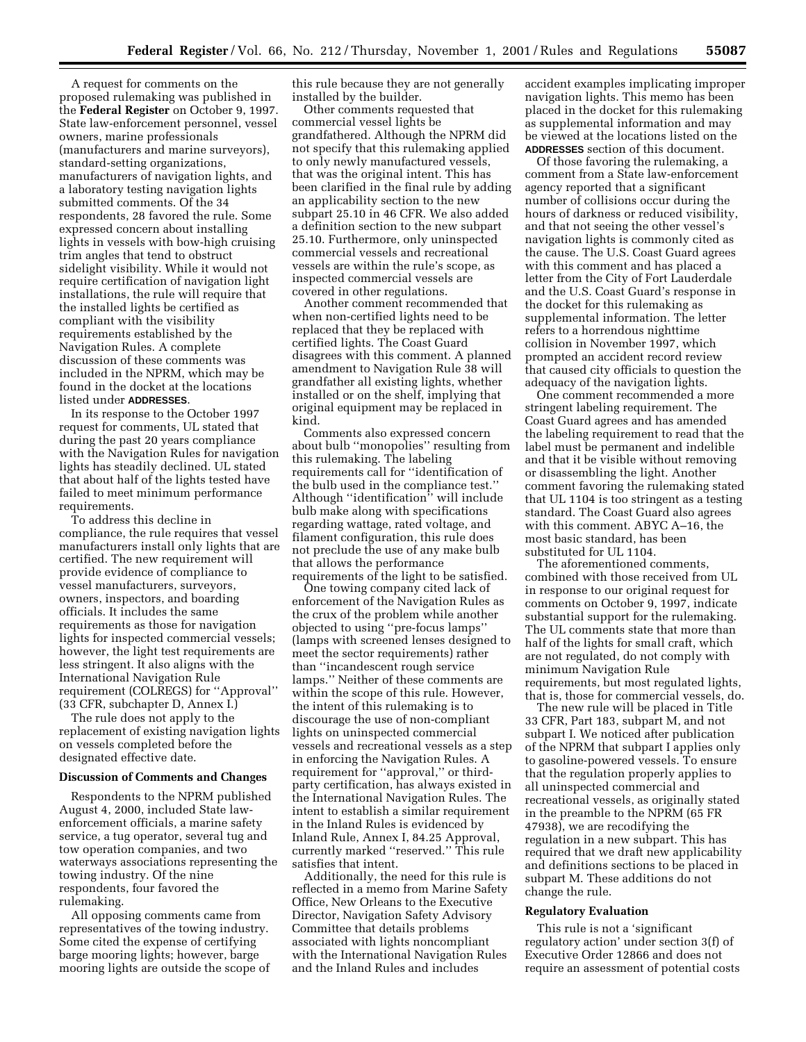A request for comments on the proposed rulemaking was published in the **Federal Register** on October 9, 1997. State law-enforcement personnel, vessel owners, marine professionals (manufacturers and marine surveyors), standard-setting organizations, manufacturers of navigation lights, and a laboratory testing navigation lights submitted comments. Of the 34 respondents, 28 favored the rule. Some expressed concern about installing lights in vessels with bow-high cruising trim angles that tend to obstruct sidelight visibility. While it would not require certification of navigation light installations, the rule will require that the installed lights be certified as compliant with the visibility requirements established by the Navigation Rules. A complete discussion of these comments was included in the NPRM, which may be found in the docket at the locations listed under **ADDRESSES**.

In its response to the October 1997 request for comments, UL stated that during the past 20 years compliance with the Navigation Rules for navigation lights has steadily declined. UL stated that about half of the lights tested have failed to meet minimum performance requirements.

To address this decline in compliance, the rule requires that vessel manufacturers install only lights that are certified. The new requirement will provide evidence of compliance to vessel manufacturers, surveyors, owners, inspectors, and boarding officials. It includes the same requirements as those for navigation lights for inspected commercial vessels; however, the light test requirements are less stringent. It also aligns with the International Navigation Rule requirement (COLREGS) for ''Approval'' (33 CFR, subchapter D, Annex I.)

The rule does not apply to the replacement of existing navigation lights on vessels completed before the designated effective date.

**Discussion of Comments and Changes**

Respondents to the NPRM published August 4, 2000, included State law-enforcement officials, a marine safety service, a tug operator, several tug and tow operation companies, and two waterways associations representing the towing industry. Of the nine respondents, four favored the rulemaking.

All opposing comments came from representatives of the towing industry. Some cited the expense of certifying barge mooring lights; however, barge mooring lights are outside the scope of this rule because they are not generally installed by the builder.

Other comments requested that commercial vessel lights be grandfathered. Although the NPRM did not specify that this rulemaking applied to only newly manufactured vessels, that was the original intent. This has been clarified in the final rule by adding an applicability section to the new subpart 25.10 in 46 CFR. We also added a definition section to the new subpart 25.10. Furthermore, only uninspected commercial vessels and recreational vessels are within the rule's scope, as inspected commercial vessels are covered in other regulations.

Another comment recommended that when non-certified lights need to be replaced that they be replaced with certified lights. The Coast Guard disagrees with this comment. A planned amendment to Navigation Rule 38 will grandfather all existing lights, whether installed or on the shelf, implying that original equipment may be replaced in kind.

Comments also expressed concern about bulb ''monopolies'' resulting from this rulemaking. The labeling requirements call for ''identification of the bulb used in the compliance test.'' Although ''identification'' will include bulb make along with specifications regarding wattage, rated voltage, and filament configuration, this rule does not preclude the use of any make bulb that allows the performance requirements of the light to be satisfied.

One towing company cited lack of enforcement of the Navigation Rules as the crux of the problem while another objected to using ''pre-focus lamps'' (lamps with screened lenses designed to meet the sector requirements) rather than ''incandescent rough service lamps.'' Neither of these comments are within the scope of this rule. However, the intent of this rulemaking is to discourage the use of non-compliant lights on uninspected commercial vessels and recreational vessels as a step in enforcing the Navigation Rules. A requirement for ''approval,'' or third-party certification, has always existed in the International Navigation Rules. The intent to establish a similar requirement in the Inland Rules is evidenced by Inland Rule, Annex I, 84.25 Approval, currently marked ''reserved.'' This rule satisfies that intent.

Additionally, the need for this rule is reflected in a memo from Marine Safety Office, New Orleans to the Executive Director, Navigation Safety Advisory Committee that details problems associated with lights noncompliant with the International Navigation Rules and the Inland Rules and includes accident examples implicating improper navigation lights. This memo has been placed in the docket for this rulemaking as supplemental information and may be viewed at the locations listed on the **ADDRESSES** section of this document.

Of those favoring the rulemaking, a comment from a State law-enforcement agency reported that a significant number of collisions occur during the hours of darkness or reduced visibility, and that not seeing the other vessel's navigation lights is commonly cited as the cause. The U.S. Coast Guard agrees with this comment and has placed a letter from the City of Fort Lauderdale and the U.S. Coast Guard's response in the docket for this rulemaking as supplemental information. The letter refers to a horrendous nighttime collision in November 1997, which prompted an accident record review that caused city officials to question the adequacy of the navigation lights.

One comment recommended a more stringent labeling requirement. The Coast Guard agrees and has amended the labeling requirement to read that the label must be permanent and indelible and that it be visible without removing or disassembling the light. Another comment favoring the rulemaking stated that UL 1104 is too stringent as a testing standard. The Coast Guard also agrees with this comment. ABYC A–16, the most basic standard, has been substituted for UL 1104.

The aforementioned comments, combined with those received from UL in response to our original request for comments on October 9, 1997, indicate substantial support for the rulemaking. The UL comments state that more than half of the lights for small craft, which are not regulated, do not comply with minimum Navigation Rule requirements, but most regulated lights, that is, those for commercial vessels, do.

The new rule will be placed in Title 33 CFR, Part 183, subpart M, and not subpart I. We noticed after publication of the NPRM that subpart I applies only to gasoline-powered vessels. To ensure that the regulation properly applies to all uninspected commercial and recreational vessels, as originally stated in the preamble to the NPRM (65 FR 47938), we are recodifying the regulation in a new subpart. This has required that we draft new applicability and definitions sections to be placed in subpart M. These additions do not change the rule.

**Regulatory Evaluation**

This rule is not a 'significant regulatory action' under section 3(f) of Executive Order 12866 and does not require an assessment of potential costs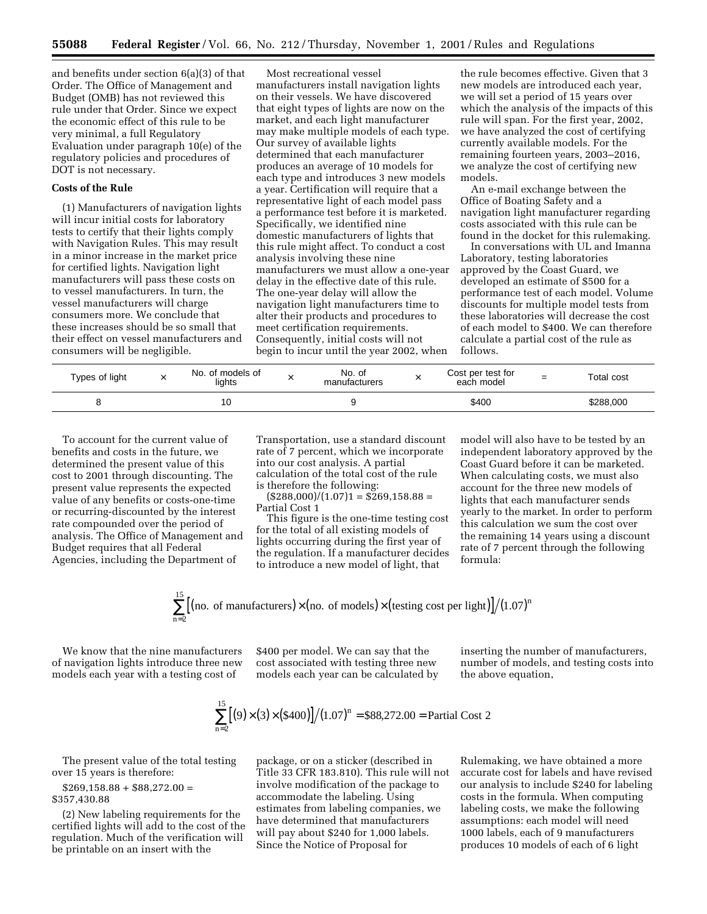and benefits under section 6(a)(3) of that Order. The Office of Management and Budget (OMB) has not reviewed this rule under that Order. Since we expect the economic effect of this rule to be very minimal, a full Regulatory Evaluation under paragraph 10(e) of the regulatory policies and procedures of DOT is not necessary.

**Costs of the Rule**

(1) Manufacturers of navigation lights will incur initial costs for laboratory tests to certify that their lights comply with Navigation Rules. This may result in a minor increase in the market price for certified lights. Navigation light manufacturers will pass these costs on to vessel manufacturers. In turn, the vessel manufacturers will charge consumers more. We conclude that these increases should be so small that their effect on vessel manufacturers and consumers will be negligible.

Most recreational vessel manufacturers install navigation lights on their vessels. We have discovered that eight types of lights are now on the market, and each light manufacturer may make multiple models of each type. Our survey of available lights determined that each manufacturer produces an average of 10 models for each type and introduces 3 new models a year. Certification will require that a representative light of each model pass a performance test before it is marketed. Specifically, we identified nine domestic manufacturers of lights that this rule might affect. To conduct a cost analysis involving these nine manufacturers we must allow a one-year delay in the effective date of this rule. The one-year delay will allow the navigation light manufacturers time to alter their products and procedures to meet certification requirements. Consequently, initial costs will not begin to incur until the year 2002, when the rule becomes effective. Given that 3 new models are introduced each year, we will set a period of 15 years over which the analysis of the impacts of this rule will span. For the first year, 2002, we have analyzed the cost of certifying currently available models. For the remaining fourteen years, 2003–2016, we analyze the cost of certifying new models.

An e-mail exchange between the Office of Boating Safety and a navigation light manufacturer regarding costs associated with this rule can be found in the docket for this rulemaking.

In conversations with UL and Imanna Laboratory, testing laboratories approved by the Coast Guard, we developed an estimate of $500 for a performance test of each model. Volume discounts for multiple model tests from these laboratories will decrease the cost of each model to $400. We can therefore calculate a partial cost of the rule as follows.

| Types of light | × | No. of models of lights | × | No. of manufacturers | × | Cost per test for each model | = | Total cost |
|---|---|---|---|---|---|---|---|---|
| 8 | | 10 | | 9 | | $400 | | $288,000 |

To account for the current value of benefits and costs in the future, we determined the present value of this cost to 2001 through discounting. The present value represents the expected value of any benefits or costs-one-time or recurring-discounted by the interest rate compounded over the period of analysis. The Office of Management and Budget requires that all Federal Agencies, including the Department of Transportation, use a standard discount rate of 7 percent, which we incorporate into our cost analysis. A partial calculation of the total cost of the rule is therefore the following:

($288,000)/(1.07)1 = $269,158.88 = Partial Cost 1

This figure is the one-time testing cost for the total of all existing models of lights occurring during the first year of the regulation. If a manufacturer decides to introduce a new model of light, that model will also have to be tested by an independent laboratory approved by the Coast Guard before it can be marketed. When calculating costs, we must also account for the three new models of lights that each manufacturer sends yearly to the market. In order to perform this calculation we sum the cost over the remaining 14 years using a discount rate of 7 percent through the following formula:

$$\sum_{n=2}^{15}\left[(\text{no. of manufacturers})\times(\text{no. of models})\times(\text{testing cost per light})\right]/(1.07)^{n}$$

We know that the nine manufacturers of navigation lights introduce three new models each year with a testing cost of $400 per model. We can say that the cost associated with testing three new models each year can be calculated by inserting the number of manufacturers, number of models, and testing costs into the above equation,

$$\sum_{n=2}^{15}\left[(9)\times(3)\times(\$400)\right]/(1.07)^{n} = \$88{,}272.00 = \text{Partial Cost 2}$$

The present value of the total testing over 15 years is therefore:

$269,158.88 + $88,272.00 = $357,430.88

(2) New labeling requirements for the certified lights will add to the cost of the regulation. Much of the verification will be printable on an insert with the package, or on a sticker (described in Title 33 CFR 183.810). This rule will not involve modification of the package to accommodate the labeling. Using estimates from labeling companies, we have determined that manufacturers will pay about $240 for 1,000 labels. Since the Notice of Proposal for Rulemaking, we have obtained a more accurate cost for labels and have revised our analysis to include $240 for labeling costs in the formula. When computing labeling costs, we make the following assumptions: each model will need 1000 labels, each of 9 manufacturers produces 10 models of each of 6 light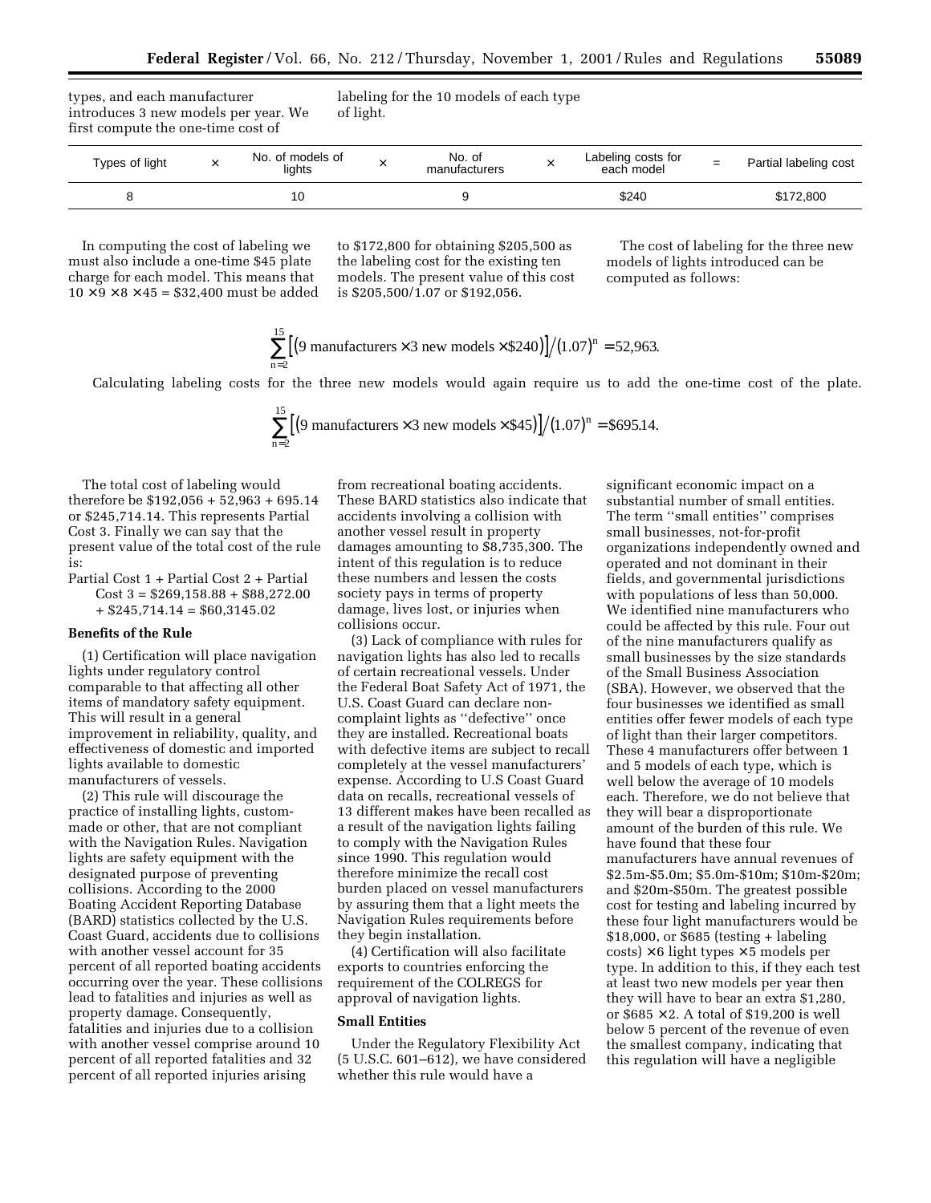types, and each manufacturer introduces 3 new models per year. We first compute the one-time cost of labeling for the 10 models of each type of light.

| Types of light | × | No. of models of lights | × | No. of manufacturers | × | Labeling costs for each model | = | Partial labeling cost |
|---|---|---|---|---|---|---|---|---|
| 8 | | 10 | | 9 | | $240 | | $172,800 |

In computing the cost of labeling we must also include a one-time $45 plate charge for each model. This means that $10 \times 9 \times 8 \times 45 = \$32,400$ must be added to $172,800 for obtaining $205,500 as the labeling cost for the existing ten models. The present value of this cost is $205,500/1.07 or $192,056.

The cost of labeling for the three new models of lights introduced can be computed as follows:

$$\sum_{n=2}^{15}\left[(9 \text{ manufacturers} \times 3 \text{ new models} \times \$240)\right]/(1.07)^n = 52{,}963.$$

Calculating labeling costs for the three new models would again require us to add the one-time cost of the plate.

$$\sum_{n=2}^{15}\left[(9 \text{ manufacturers} \times 3 \text{ new models} \times \$45)\right]/(1.07)^n = \$695.14.$$

The total cost of labeling would therefore be $192,056 + 52,963 + 695.14 or $245,714.14. This represents Partial Cost 3. Finally we can say that the present value of the total cost of the rule is:

Partial Cost 1 + Partial Cost 2 + Partial Cost 3 = $269,158.88 + $88,272.00 + $245,714.14 = $60,3145.02

**Benefits of the Rule**

(1) Certification will place navigation lights under regulatory control comparable to that affecting all other items of mandatory safety equipment. This will result in a general improvement in reliability, quality, and effectiveness of domestic and imported lights available to domestic manufacturers of vessels.

(2) This rule will discourage the practice of installing lights, custom-made or other, that are not compliant with the Navigation Rules. Navigation lights are safety equipment with the designated purpose of preventing collisions. According to the 2000 Boating Accident Reporting Database (BARD) statistics collected by the U.S. Coast Guard, accidents due to collisions with another vessel account for 35 percent of all reported boating accidents occurring over the year. These collisions lead to fatalities and injuries as well as property damage. Consequently, fatalities and injuries due to a collision with another vessel comprise around 10 percent of all reported fatalities and 32 percent of all reported injuries arising from recreational boating accidents. These BARD statistics also indicate that accidents involving a collision with another vessel result in property damages amounting to $8,735,300. The intent of this regulation is to reduce these numbers and lessen the costs society pays in terms of property damage, lives lost, or injuries when collisions occur.

(3) Lack of compliance with rules for navigation lights has also led to recalls of certain recreational vessels. Under the Federal Boat Safety Act of 1971, the U.S. Coast Guard can declare non-complaint lights as "defective" once they are installed. Recreational boats with defective items are subject to recall completely at the vessel manufacturers' expense. According to U.S Coast Guard data on recalls, recreational vessels of 13 different makes have been recalled as a result of the navigation lights failing to comply with the Navigation Rules since 1990. This regulation would therefore minimize the recall cost burden placed on vessel manufacturers by assuring them that a light meets the Navigation Rules requirements before they begin installation.

(4) Certification will also facilitate exports to countries enforcing the requirement of the COLREGS for approval of navigation lights.

**Small Entities**

Under the Regulatory Flexibility Act (5 U.S.C. 601–612), we have considered whether this rule would have a significant economic impact on a substantial number of small entities. The term "small entities" comprises small businesses, not-for-profit organizations independently owned and operated and not dominant in their fields, and governmental jurisdictions with populations of less than 50,000. We identified nine manufacturers who could be affected by this rule. Four out of the nine manufacturers qualify as small businesses by the size standards of the Small Business Association (SBA). However, we observed that the four businesses we identified as small entities offer fewer models of each type of light than their larger competitors. These 4 manufacturers offer between 1 and 5 models of each type, which is well below the average of 10 models each. Therefore, we do not believe that they will bear a disproportionate amount of the burden of this rule. We have found that these four manufacturers have annual revenues of $2.5m-$5.0m; $5.0m-$10m; $10m-$20m; and $20m-$50m. The greatest possible cost for testing and labeling incurred by these four light manufacturers would be $18,000, or $685 (testing + labeling costs) × 6 light types × 5 models per type. In addition to this, if they each test at least two new models per year then they will have to bear an extra $1,280, or $685 × 2. A total of $19,200 is well below 5 percent of the revenue of even the smallest company, indicating that this regulation will have a negligible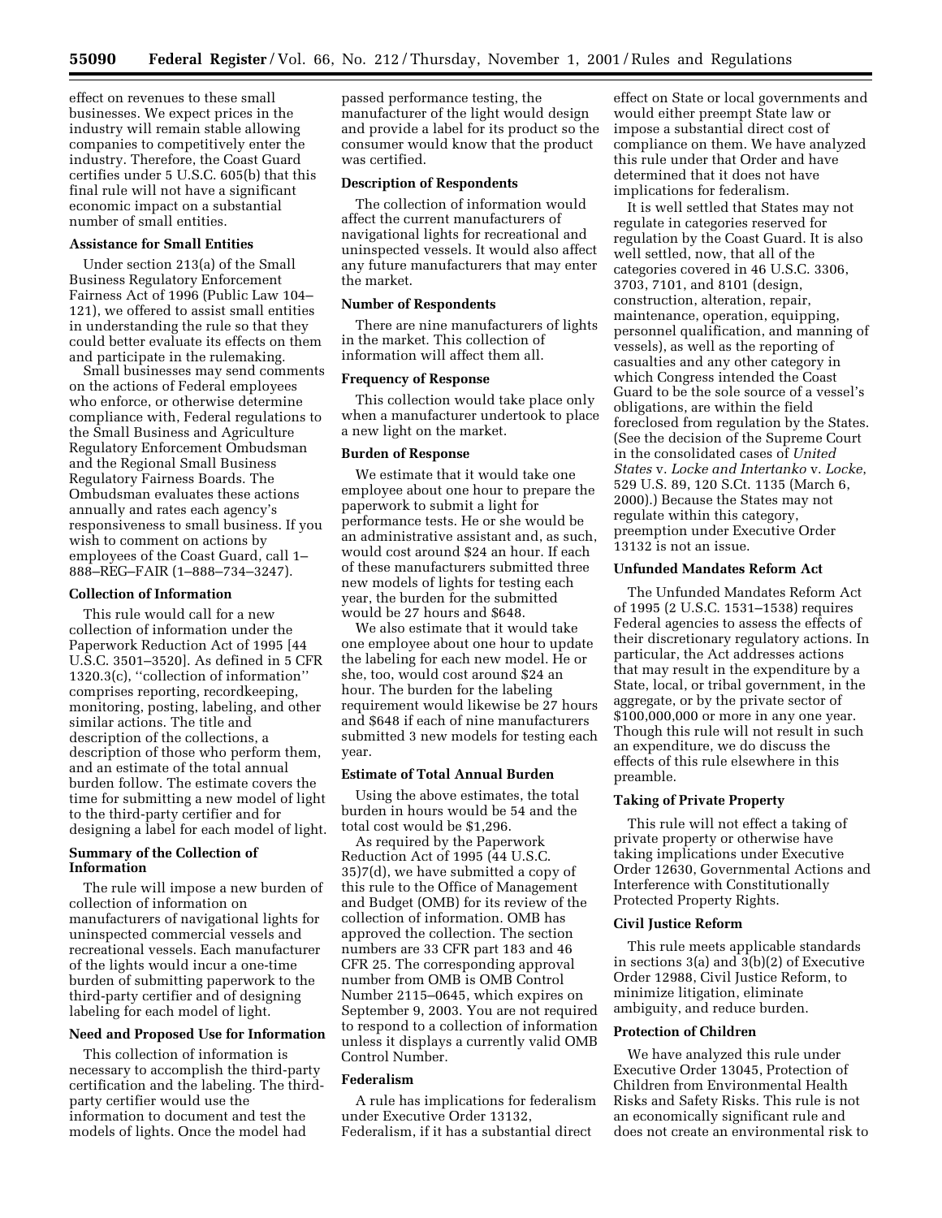effect on revenues to these small businesses. We expect prices in the industry will remain stable allowing companies to competitively enter the industry. Therefore, the Coast Guard certifies under 5 U.S.C. 605(b) that this final rule will not have a significant economic impact on a substantial number of small entities.

**Assistance for Small Entities**

Under section 213(a) of the Small Business Regulatory Enforcement Fairness Act of 1996 (Public Law 104–121), we offered to assist small entities in understanding the rule so that they could better evaluate its effects on them and participate in the rulemaking.

Small businesses may send comments on the actions of Federal employees who enforce, or otherwise determine compliance with, Federal regulations to the Small Business and Agriculture Regulatory Enforcement Ombudsman and the Regional Small Business Regulatory Fairness Boards. The Ombudsman evaluates these actions annually and rates each agency's responsiveness to small business. If you wish to comment on actions by employees of the Coast Guard, call 1–888–REG–FAIR (1–888–734–3247).

**Collection of Information**

This rule would call for a new collection of information under the Paperwork Reduction Act of 1995 [44 U.S.C. 3501–3520]. As defined in 5 CFR 1320.3(c), ''collection of information'' comprises reporting, recordkeeping, monitoring, posting, labeling, and other similar actions. The title and description of the collections, a description of those who perform them, and an estimate of the total annual burden follow. The estimate covers the time for submitting a new model of light to the third-party certifier and for designing a label for each model of light.

**Summary of the Collection of Information**

The rule will impose a new burden of collection of information on manufacturers of navigational lights for uninspected commercial vessels and recreational vessels. Each manufacturer of the lights would incur a one-time burden of submitting paperwork to the third-party certifier and of designing labeling for each model of light.

**Need and Proposed Use for Information**

This collection of information is necessary to accomplish the third-party certification and the labeling. The third-party certifier would use the information to document and test the models of lights. Once the model had passed performance testing, the manufacturer of the light would design and provide a label for its product so the consumer would know that the product was certified.

**Description of Respondents**

The collection of information would affect the current manufacturers of navigational lights for recreational and uninspected vessels. It would also affect any future manufacturers that may enter the market.

**Number of Respondents**

There are nine manufacturers of lights in the market. This collection of information will affect them all.

**Frequency of Response**

This collection would take place only when a manufacturer undertook to place a new light on the market.

**Burden of Response**

We estimate that it would take one employee about one hour to prepare the paperwork to submit a light for performance tests. He or she would be an administrative assistant and, as such, would cost around $24 an hour. If each of these manufacturers submitted three new models of lights for testing each year, the burden for the submitted would be 27 hours and $648.

We also estimate that it would take one employee about one hour to update the labeling for each new model. He or she, too, would cost around $24 an hour. The burden for the labeling requirement would likewise be 27 hours and $648 if each of nine manufacturers submitted 3 new models for testing each year.

**Estimate of Total Annual Burden**

Using the above estimates, the total burden in hours would be 54 and the total cost would be $1,296.

As required by the Paperwork Reduction Act of 1995 (44 U.S.C. 35)7(d), we have submitted a copy of this rule to the Office of Management and Budget (OMB) for its review of the collection of information. OMB has approved the collection. The section numbers are 33 CFR part 183 and 46 CFR 25. The corresponding approval number from OMB is OMB Control Number 2115–0645, which expires on September 9, 2003. You are not required to respond to a collection of information unless it displays a currently valid OMB Control Number.

**Federalism**

A rule has implications for federalism under Executive Order 13132, Federalism, if it has a substantial direct effect on State or local governments and would either preempt State law or impose a substantial direct cost of compliance on them. We have analyzed this rule under that Order and have determined that it does not have implications for federalism.

It is well settled that States may not regulate in categories reserved for regulation by the Coast Guard. It is also well settled, now, that all of the categories covered in 46 U.S.C. 3306, 3703, 7101, and 8101 (design, construction, alteration, repair, maintenance, operation, equipping, personnel qualification, and manning of vessels), as well as the reporting of casualties and any other category in which Congress intended the Coast Guard to be the sole source of a vessel's obligations, are within the field foreclosed from regulation by the States. (See the decision of the Supreme Court in the consolidated cases of *United States* v. *Locke and Intertanko* v. *Locke*, 529 U.S. 89, 120 S.Ct. 1135 (March 6, 2000).) Because the States may not regulate within this category, preemption under Executive Order 13132 is not an issue.

**Unfunded Mandates Reform Act**

The Unfunded Mandates Reform Act of 1995 (2 U.S.C. 1531–1538) requires Federal agencies to assess the effects of their discretionary regulatory actions. In particular, the Act addresses actions that may result in the expenditure by a State, local, or tribal government, in the aggregate, or by the private sector of $100,000,000 or more in any one year. Though this rule will not result in such an expenditure, we do discuss the effects of this rule elsewhere in this preamble.

**Taking of Private Property**

This rule will not effect a taking of private property or otherwise have taking implications under Executive Order 12630, Governmental Actions and Interference with Constitutionally Protected Property Rights.

**Civil Justice Reform**

This rule meets applicable standards in sections 3(a) and 3(b)(2) of Executive Order 12988, Civil Justice Reform, to minimize litigation, eliminate ambiguity, and reduce burden.

**Protection of Children**

We have analyzed this rule under Executive Order 13045, Protection of Children from Environmental Health Risks and Safety Risks. This rule is not an economically significant rule and does not create an environmental risk to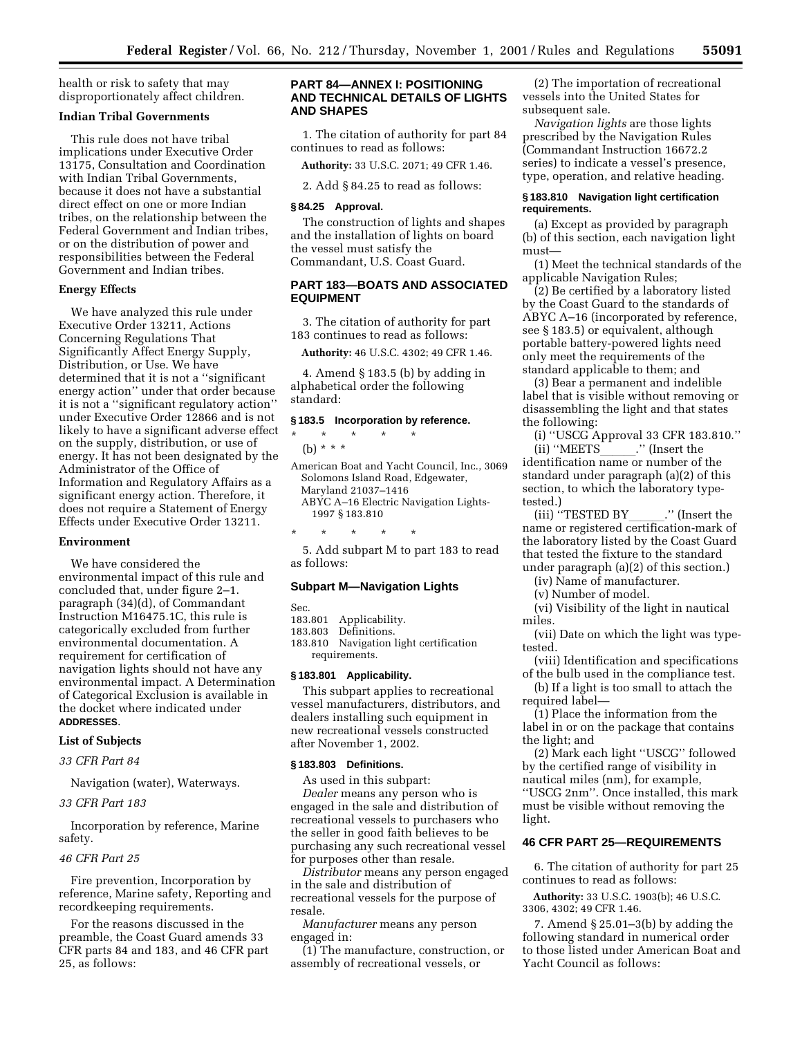health or risk to safety that may disproportionately affect children.

### Indian Tribal Governments

This rule does not have tribal implications under Executive Order 13175, Consultation and Coordination with Indian Tribal Governments, because it does not have a substantial direct effect on one or more Indian tribes, on the relationship between the Federal Government and Indian tribes, or on the distribution of power and responsibilities between the Federal Government and Indian tribes.

### Energy Effects

We have analyzed this rule under Executive Order 13211, Actions Concerning Regulations That Significantly Affect Energy Supply, Distribution, or Use. We have determined that it is not a ''significant energy action'' under that order because it is not a ''significant regulatory action'' under Executive Order 12866 and is not likely to have a significant adverse effect on the supply, distribution, or use of energy. It has not been designated by the Administrator of the Office of Information and Regulatory Affairs as a significant energy action. Therefore, it does not require a Statement of Energy Effects under Executive Order 13211.

### Environment

We have considered the environmental impact of this rule and concluded that, under figure 2–1. paragraph (34)(d), of Commandant Instruction M16475.1C, this rule is categorically excluded from further environmental documentation. A requirement for certification of navigation lights should not have any environmental impact. A Determination of Categorical Exclusion is available in the docket where indicated under **ADDRESSES**.

### List of Subjects

*33 CFR Part 84*

Navigation (water), Waterways.

*33 CFR Part 183*

Incorporation by reference, Marine safety.

*46 CFR Part 25*

Fire prevention, Incorporation by reference, Marine safety, Reporting and recordkeeping requirements.

For the reasons discussed in the preamble, the Coast Guard amends 33 CFR parts 84 and 183, and 46 CFR part 25, as follows:

## PART 84—ANNEX I: POSITIONING AND TECHNICAL DETAILS OF LIGHTS AND SHAPES

1. The citation of authority for part 84 continues to read as follows:

**Authority:** 33 U.S.C. 2071; 49 CFR 1.46.

2. Add § 84.25 to read as follows:

### § 84.25 Approval.

The construction of lights and shapes and the installation of lights on board the vessel must satisfy the Commandant, U.S. Coast Guard.

## PART 183—BOATS AND ASSOCIATED EQUIPMENT

3. The citation of authority for part 183 continues to read as follows:

**Authority:** 46 U.S.C. 4302; 49 CFR 1.46.

4. Amend § 183.5 (b) by adding in alphabetical order the following standard:

### § 183.5 Incorporation by reference.

\* \* \* \* \*

(b) \* \* \*

American Boat and Yacht Council, Inc., 3069 Solomons Island Road, Edgewater, Maryland 21037–1416
ABYC A–16 Electric Navigation Lights-1997 § 183.810

\* \* \* \* \*

5. Add subpart M to part 183 to read as follows:

### Subpart M—Navigation Lights

Sec.
183.801 Applicability.
183.803 Definitions.
183.810 Navigation light certification requirements.

### § 183.801 Applicability.

This subpart applies to recreational vessel manufacturers, distributors, and dealers installing such equipment in new recreational vessels constructed after November 1, 2002.

### § 183.803 Definitions.

As used in this subpart:

*Dealer* means any person who is engaged in the sale and distribution of recreational vessels to purchasers who the seller in good faith believes to be purchasing any such recreational vessel for purposes other than resale.

*Distributor* means any person engaged in the sale and distribution of recreational vessels for the purpose of resale.

*Manufacturer* means any person engaged in:

(1) The manufacture, construction, or assembly of recreational vessels, or

(2) The importation of recreational vessels into the United States for subsequent sale.

*Navigation lights* are those lights prescribed by the Navigation Rules (Commandant Instruction 16672.2 series) to indicate a vessel's presence, type, operation, and relative heading.

### § 183.810 Navigation light certification requirements.

(a) Except as provided by paragraph (b) of this section, each navigation light must—

(1) Meet the technical standards of the applicable Navigation Rules;

(2) Be certified by a laboratory listed by the Coast Guard to the standards of ABYC A–16 (incorporated by reference, see § 183.5) or equivalent, although portable battery-powered lights need only meet the requirements of the standard applicable to them; and

(3) Bear a permanent and indelible label that is visible without removing or disassembling the light and that states the following:

(i) ''USCG Approval 33 CFR 183.810.''

(ii) ''MEETS\_\_\_\_\_\_.'' (Insert the identification name or number of the standard under paragraph (a)(2) of this section, to which the laboratory type-tested.)

(iii) ''TESTED BY\_\_\_\_\_\_.'' (Insert the name or registered certification-mark of the laboratory listed by the Coast Guard that tested the fixture to the standard under paragraph (a)(2) of this section.)

(iv) Name of manufacturer.

(v) Number of model.

(vi) Visibility of the light in nautical miles.

(vii) Date on which the light was type-tested.

(viii) Identification and specifications of the bulb used in the compliance test.

(b) If a light is too small to attach the required label—

(1) Place the information from the label in or on the package that contains the light; and

(2) Mark each light ''USCG'' followed by the certified range of visibility in nautical miles (nm), for example, ''USCG 2nm''. Once installed, this mark must be visible without removing the light.

## 46 CFR PART 25—REQUIREMENTS

6. The citation of authority for part 25 continues to read as follows:

**Authority:** 33 U.S.C. 1903(b); 46 U.S.C. 3306, 4302; 49 CFR 1.46.

7. Amend § 25.01–3(b) by adding the following standard in numerical order to those listed under American Boat and Yacht Council as follows: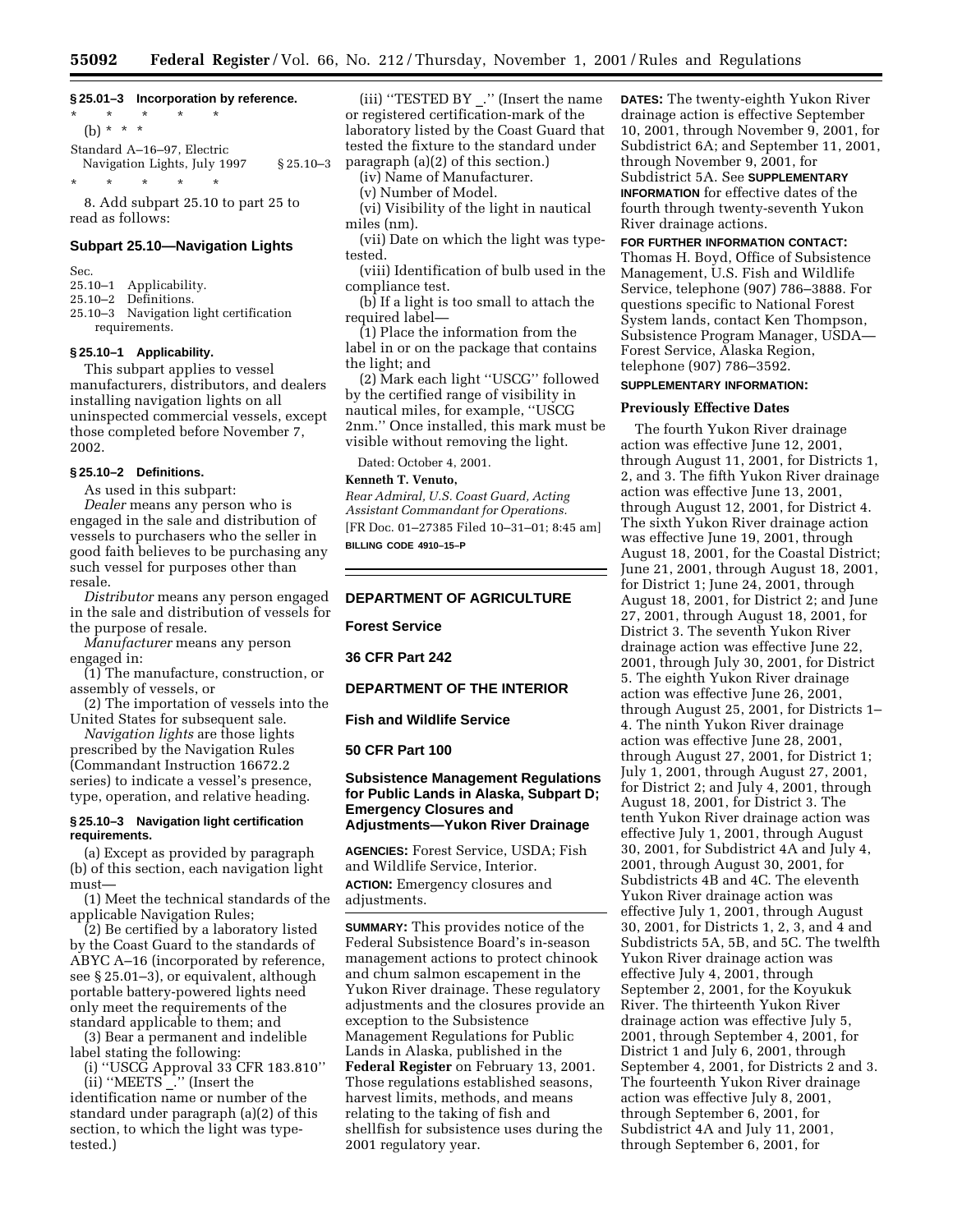**§ 25.01–3 Incorporation by reference.**

\* \* \* \* \*

(b) \* \* \*

Standard A–16–97, Electric Navigation Lights, July 1997 § 25.10–3

\* \* \* \* \*

8. Add subpart 25.10 to part 25 to read as follows:

### Subpart 25.10—Navigation Lights

Sec.
25.10–1 Applicability.
25.10–2 Definitions.
25.10–3 Navigation light certification requirements.

**§ 25.10–1 Applicability.**

This subpart applies to vessel manufacturers, distributors, and dealers installing navigation lights on all uninspected commercial vessels, except those completed before November 7, 2002.

**§ 25.10–2 Definitions.**

As used in this subpart:

*Dealer* means any person who is engaged in the sale and distribution of vessels to purchasers who the seller in good faith believes to be purchasing any such vessel for purposes other than resale.

*Distributor* means any person engaged in the sale and distribution of vessels for the purpose of resale.

*Manufacturer* means any person engaged in:

(1) The manufacture, construction, or assembly of vessels, or

(2) The importation of vessels into the United States for subsequent sale.

*Navigation lights* are those lights prescribed by the Navigation Rules (Commandant Instruction 16672.2 series) to indicate a vessel's presence, type, operation, and relative heading.

**§ 25.10–3 Navigation light certification requirements.**

(a) Except as provided by paragraph (b) of this section, each navigation light must—

(1) Meet the technical standards of the applicable Navigation Rules;

(2) Be certified by a laboratory listed by the Coast Guard to the standards of ABYC A–16 (incorporated by reference, see § 25.01–3), or equivalent, although portable battery-powered lights need only meet the requirements of the standard applicable to them; and

(3) Bear a permanent and indelible label stating the following:

(i) "USCG Approval 33 CFR 183.810"

(ii) "MEETS _." (Insert the identification name or number of the standard under paragraph (a)(2) of this section, to which the light was type-tested.)

(iii) "TESTED BY _." (Insert the name or registered certification-mark of the laboratory listed by the Coast Guard that tested the fixture to the standard under paragraph (a)(2) of this section.)

(iv) Name of Manufacturer.

(v) Number of Model.

(vi) Visibility of the light in nautical miles (nm).

(vii) Date on which the light was type-tested.

(viii) Identification of bulb used in the compliance test.

(b) If a light is too small to attach the required label—

(1) Place the information from the label in or on the package that contains the light; and

(2) Mark each light "USCG" followed by the certified range of visibility in nautical miles, for example, "USCG 2nm." Once installed, this mark must be visible without removing the light.

Dated: October 4, 2001.

**Kenneth T. Venuto,**

*Rear Admiral, U.S. Coast Guard, Acting Assistant Commandant for Operations.*

[FR Doc. 01–27385 Filed 10–31–01; 8:45 am]

**BILLING CODE 4910–15–P**

---

## DEPARTMENT OF AGRICULTURE

### Forest Service

### 36 CFR Part 242

## DEPARTMENT OF THE INTERIOR

### Fish and Wildlife Service

### 50 CFR Part 100

### Subsistence Management Regulations for Public Lands in Alaska, Subpart D; Emergency Closures and Adjustments—Yukon River Drainage

**AGENCIES:** Forest Service, USDA; Fish and Wildlife Service, Interior.

**ACTION:** Emergency closures and adjustments.

**SUMMARY:** This provides notice of the Federal Subsistence Board's in-season management actions to protect chinook and chum salmon escapement in the Yukon River drainage. These regulatory adjustments and the closures provide an exception to the Subsistence Management Regulations for Public Lands in Alaska, published in the **Federal Register** on February 13, 2001. Those regulations established seasons, harvest limits, methods, and means relating to the taking of fish and shellfish for subsistence uses during the 2001 regulatory year.

**DATES:** The twenty-eighth Yukon River drainage action is effective September 10, 2001, through November 9, 2001, for Subdistrict 6A; and September 11, 2001, through November 9, 2001, for Subdistrict 5A. See **SUPPLEMENTARY INFORMATION** for effective dates of the fourth through twenty-seventh Yukon River drainage actions.

**FOR FURTHER INFORMATION CONTACT:** Thomas H. Boyd, Office of Subsistence Management, U.S. Fish and Wildlife Service, telephone (907) 786–3888. For questions specific to National Forest System lands, contact Ken Thompson, Subsistence Program Manager, USDA—Forest Service, Alaska Region, telephone (907) 786–3592.

**SUPPLEMENTARY INFORMATION:**

**Previously Effective Dates**

The fourth Yukon River drainage action was effective June 12, 2001, through August 11, 2001, for Districts 1, 2, and 3. The fifth Yukon River drainage action was effective June 13, 2001, through August 12, 2001, for District 4. The sixth Yukon River drainage action was effective June 19, 2001, through August 18, 2001, for the Coastal District; June 21, 2001, through August 18, 2001, for District 1; June 24, 2001, through August 18, 2001, for District 2; and June 27, 2001, through August 18, 2001, for District 3. The seventh Yukon River drainage action was effective June 22, 2001, through July 30, 2001, for District 5. The eighth Yukon River drainage action was effective June 26, 2001, through August 25, 2001, for Districts 1–4. The ninth Yukon River drainage action was effective June 28, 2001, through August 27, 2001, for District 1; July 1, 2001, through August 27, 2001, for District 2; and July 4, 2001, through August 18, 2001, for District 3. The tenth Yukon River drainage action was effective July 1, 2001, through August 30, 2001, for Subdistrict 4A and July 4, 2001, through August 30, 2001, for Subdistricts 4B and 4C. The eleventh Yukon River drainage action was effective July 1, 2001, through August 30, 2001, for Districts 1, 2, 3, and 4 and Subdistricts 5A, 5B, and 5C. The twelfth Yukon River drainage action was effective July 4, 2001, through September 2, 2001, for the Koyukuk River. The thirteenth Yukon River drainage action was effective July 5, 2001, through September 4, 2001, for District 1 and July 6, 2001, through September 4, 2001, for Districts 2 and 3. The fourteenth Yukon River drainage action was effective July 8, 2001, through September 6, 2001, for Subdistrict 4A and July 11, 2001, through September 6, 2001, for